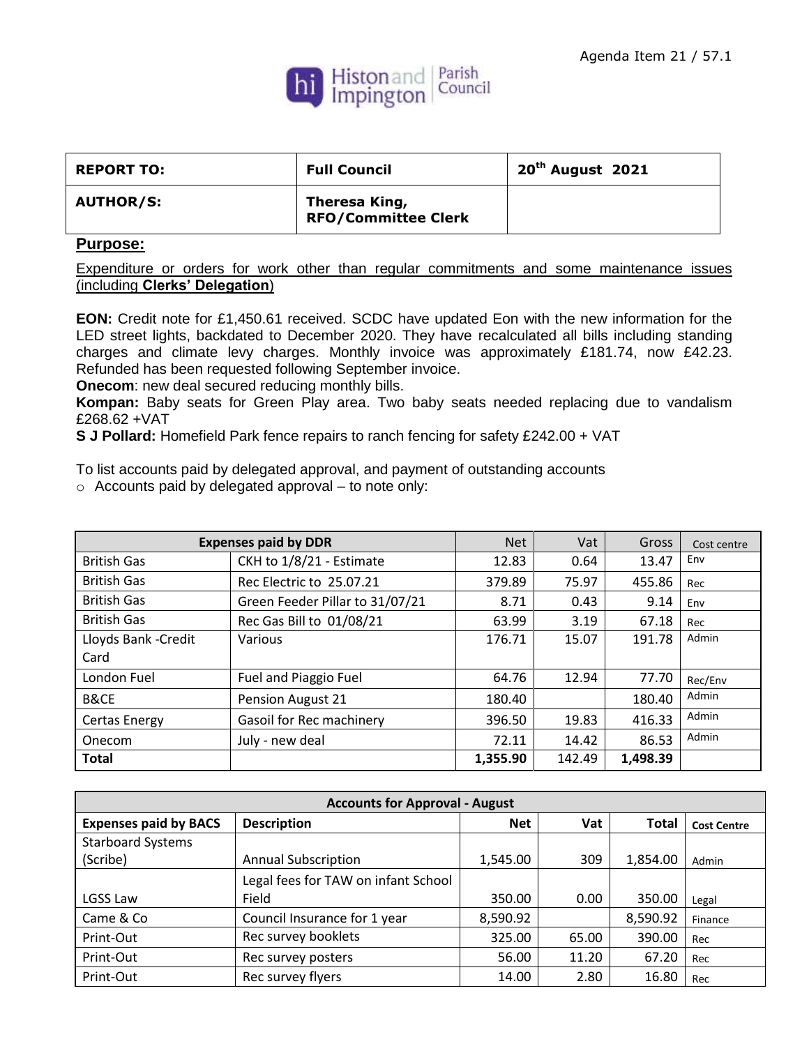Agenda Item 21 / 57.1

Histon and Impington Parish Council

| REPORT TO: | Full Council | 20th August 2021 |
|---|---|---|
| AUTHOR/S: | Theresa King, RFO/Committee Clerk | |

**Purpose:**

Expenditure or orders for work other than regular commitments and some maintenance issues (including **Clerks' Delegation**)

**EON:** Credit note for £1,450.61 received. SCDC have updated Eon with the new information for the LED street lights, backdated to December 2020. They have recalculated all bills including standing charges and climate levy charges. Monthly invoice was approximately £181.74, now £42.23. Refunded has been requested following September invoice.

**Onecom**: new deal secured reducing monthly bills.

**Kompan:** Baby seats for Green Play area. Two baby seats needed replacing due to vandalism £268.62 +VAT

**S J Pollard:** Homefield Park fence repairs to ranch fencing for safety £242.00 + VAT

To list accounts paid by delegated approval, and payment of outstanding accounts

- Accounts paid by delegated approval – to note only:

| Expenses paid by DDR | | Net | Vat | Gross | Cost centre |
|---|---|---|---|---|---|
| British Gas | CKH to 1/8/21 - Estimate | 12.83 | 0.64 | 13.47 | Env |
| British Gas | Rec Electric to 25.07.21 | 379.89 | 75.97 | 455.86 | Rec |
| British Gas | Green Feeder Pillar to 31/07/21 | 8.71 | 0.43 | 9.14 | Env |
| British Gas | Rec Gas Bill to 01/08/21 | 63.99 | 3.19 | 67.18 | Rec |
| Lloyds Bank -Credit Card | Various | 176.71 | 15.07 | 191.78 | Admin |
| London Fuel | Fuel and Piaggio Fuel | 64.76 | 12.94 | 77.70 | Rec/Env |
| B&CE | Pension August 21 | 180.40 | | 180.40 | Admin |
| Certas Energy | Gasoil for Rec machinery | 396.50 | 19.83 | 416.33 | Admin |
| Onecom | July - new deal | 72.11 | 14.42 | 86.53 | Admin |
| **Total** | | **1,355.90** | 142.49 | **1,498.39** | |

| Accounts for Approval - August | | | | | |
|---|---|---|---|---|---|
| **Expenses paid by BACS** | **Description** | **Net** | **Vat** | **Total** | **Cost Centre** |
| Starboard Systems (Scribe) | Annual Subscription | 1,545.00 | 309 | 1,854.00 | Admin |
| LGSS Law | Legal fees for TAW on infant School Field | 350.00 | 0.00 | 350.00 | Legal |
| Came & Co | Council Insurance for 1 year | 8,590.92 | | 8,590.92 | Finance |
| Print-Out | Rec survey booklets | 325.00 | 65.00 | 390.00 | Rec |
| Print-Out | Rec survey posters | 56.00 | 11.20 | 67.20 | Rec |
| Print-Out | Rec survey flyers | 14.00 | 2.80 | 16.80 | Rec |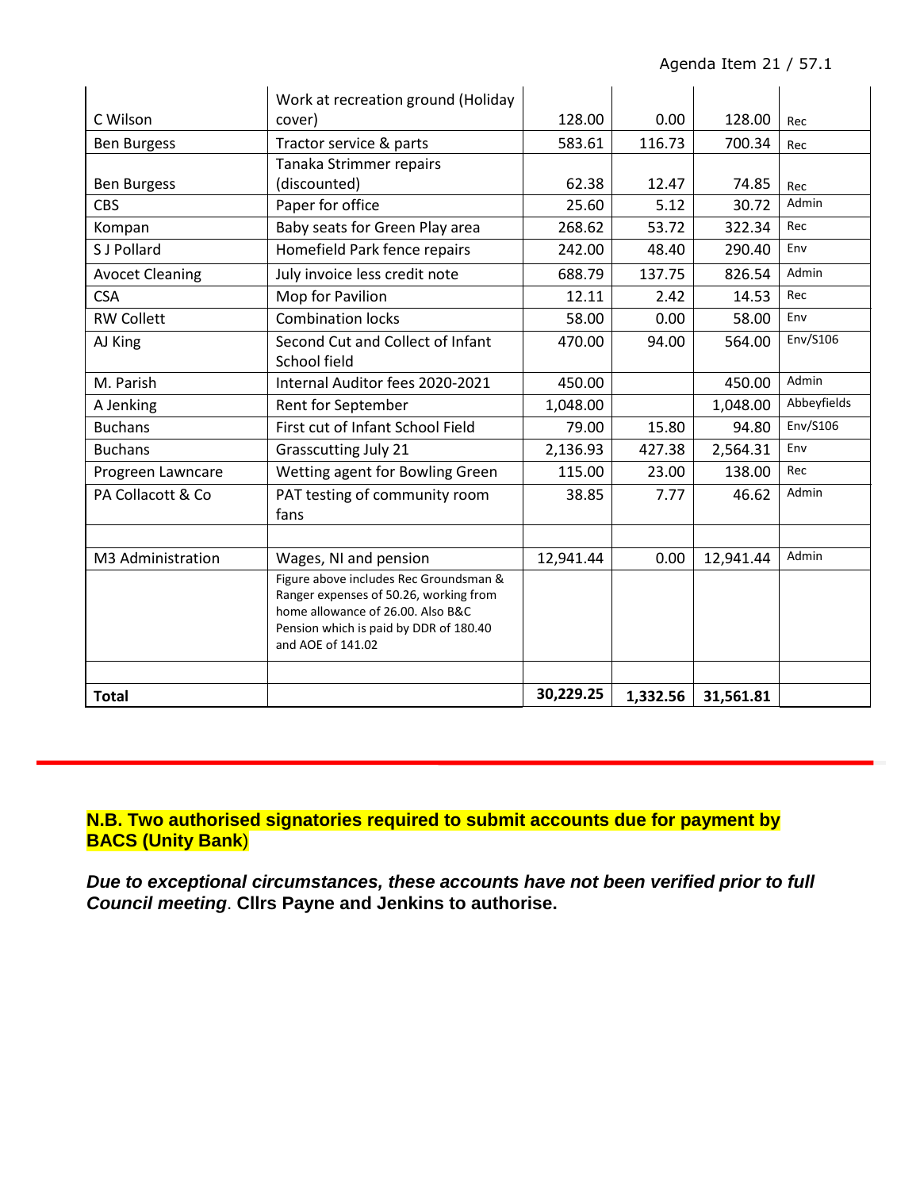Agenda Item 21 / 57.1

| | | | | | |
|---|---|---|---|---|---|
| C Wilson | Work at recreation ground (Holiday cover) | 128.00 | 0.00 | 128.00 | Rec |
| Ben Burgess | Tractor service & parts | 583.61 | 116.73 | 700.34 | Rec |
| Ben Burgess | Tanaka Strimmer repairs (discounted) | 62.38 | 12.47 | 74.85 | Rec |
| CBS | Paper for office | 25.60 | 5.12 | 30.72 | Admin |
| Kompan | Baby seats for Green Play area | 268.62 | 53.72 | 322.34 | Rec |
| S J Pollard | Homefield Park fence repairs | 242.00 | 48.40 | 290.40 | Env |
| Avocet Cleaning | July invoice less credit note | 688.79 | 137.75 | 826.54 | Admin |
| CSA | Mop for Pavilion | 12.11 | 2.42 | 14.53 | Rec |
| RW Collett | Combination locks | 58.00 | 0.00 | 58.00 | Env |
| AJ King | Second Cut and Collect of Infant School field | 470.00 | 94.00 | 564.00 | Env/S106 |
| M. Parish | Internal Auditor fees 2020-2021 | 450.00 | | 450.00 | Admin |
| A Jenking | Rent for September | 1,048.00 | | 1,048.00 | Abbeyfields |
| Buchans | First cut of Infant School Field | 79.00 | 15.80 | 94.80 | Env/S106 |
| Buchans | Grasscutting July 21 | 2,136.93 | 427.38 | 2,564.31 | Env |
| Progreen Lawncare | Wetting agent for Bowling Green | 115.00 | 23.00 | 138.00 | Rec |
| PA Collacott & Co | PAT testing of community room fans | 38.85 | 7.77 | 46.62 | Admin |
| | | | | | |
| M3 Administration | Wages, NI and pension | 12,941.44 | 0.00 | 12,941.44 | Admin |
| | Figure above includes Rec Groundsman & Ranger expenses of 50.26, working from home allowance of 26.00. Also B&C Pension which is paid by DDR of 180.40 and AOE of 141.02 | | | | |
| | | | | | |
| **Total** | | **30,229.25** | **1,332.56** | **31,561.81** | |

**N.B. Two authorised signatories required to submit accounts due for payment by BACS (Unity Bank)**

***Due to exceptional circumstances, these accounts have not been verified prior to full Council meeting*. Cllrs Payne and Jenkins to authorise.**